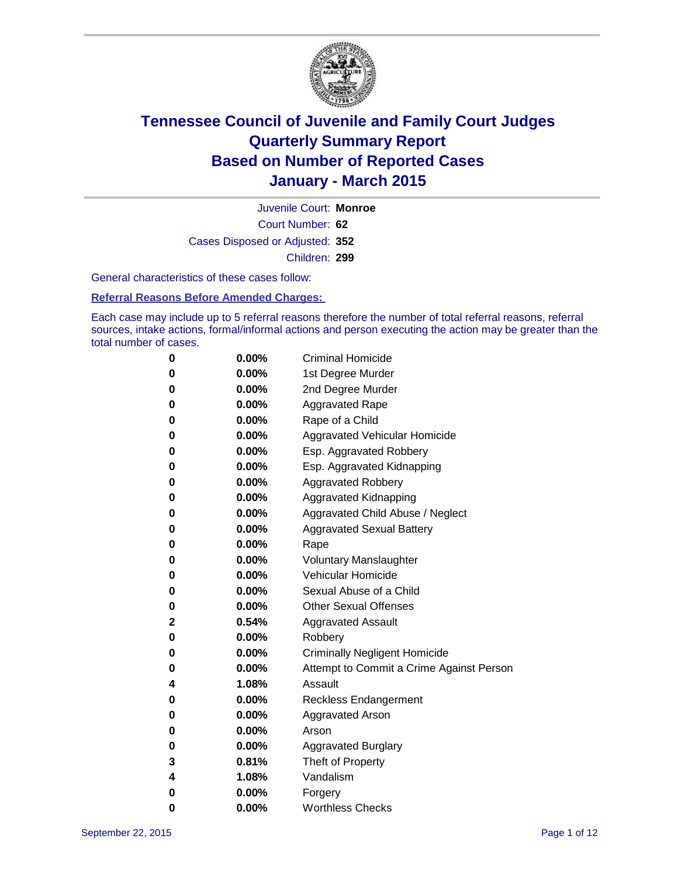# Tennessee Council of Juvenile and Family Court Judges
## Quarterly Summary Report
## Based on Number of Reported Cases
## January - March 2015

Juvenile Court: **Monroe**
Court Number: **62**
Cases Disposed or Adjusted: **352**
Children: **299**

General characteristics of these cases follow:

**Referral Reasons Before Amended Charges:**

Each case may include up to 5 referral reasons therefore the number of total referral reasons, referral sources, intake actions, formal/informal actions and person executing the action may be greater than the total number of cases.

| Count | Percent | Referral Reason |
|---|---|---|
| 0 | 0.00% | Criminal Homicide |
| 0 | 0.00% | 1st Degree Murder |
| 0 | 0.00% | 2nd Degree Murder |
| 0 | 0.00% | Aggravated Rape |
| 0 | 0.00% | Rape of a Child |
| 0 | 0.00% | Aggravated Vehicular Homicide |
| 0 | 0.00% | Esp. Aggravated Robbery |
| 0 | 0.00% | Esp. Aggravated Kidnapping |
| 0 | 0.00% | Aggravated Robbery |
| 0 | 0.00% | Aggravated Kidnapping |
| 0 | 0.00% | Aggravated Child Abuse / Neglect |
| 0 | 0.00% | Aggravated Sexual Battery |
| 0 | 0.00% | Rape |
| 0 | 0.00% | Voluntary Manslaughter |
| 0 | 0.00% | Vehicular Homicide |
| 0 | 0.00% | Sexual Abuse of a Child |
| 0 | 0.00% | Other Sexual Offenses |
| 2 | 0.54% | Aggravated Assault |
| 0 | 0.00% | Robbery |
| 0 | 0.00% | Criminally Negligent Homicide |
| 0 | 0.00% | Attempt to Commit a Crime Against Person |
| 4 | 1.08% | Assault |
| 0 | 0.00% | Reckless Endangerment |
| 0 | 0.00% | Aggravated Arson |
| 0 | 0.00% | Arson |
| 0 | 0.00% | Aggravated Burglary |
| 3 | 0.81% | Theft of Property |
| 4 | 1.08% | Vandalism |
| 0 | 0.00% | Forgery |
| 0 | 0.00% | Worthless Checks |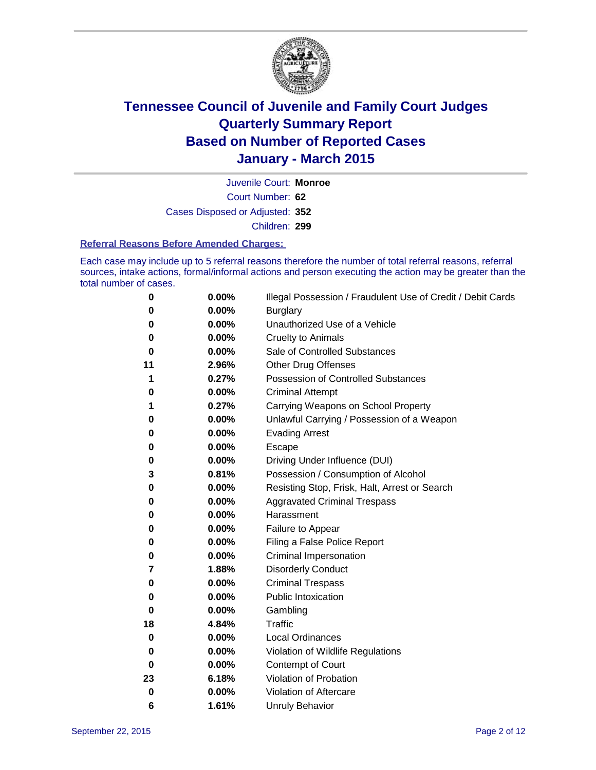# Tennessee Council of Juvenile and Family Court Judges
# Quarterly Summary Report
# Based on Number of Reported Cases
# January - March 2015

Juvenile Court: **Monroe**

Court Number: **62**

Cases Disposed or Adjusted: **352**

Children: **299**

### Referral Reasons Before Amended Charges:

Each case may include up to 5 referral reasons therefore the number of total referral reasons, referral sources, intake actions, formal/informal actions and person executing the action may be greater than the total number of cases.

| | | |
|---|---|---|
| **0** | **0.00%** | Illegal Possession / Fraudulent Use of Credit / Debit Cards |
| **0** | **0.00%** | Burglary |
| **0** | **0.00%** | Unauthorized Use of a Vehicle |
| **0** | **0.00%** | Cruelty to Animals |
| **0** | **0.00%** | Sale of Controlled Substances |
| **11** | **2.96%** | Other Drug Offenses |
| **1** | **0.27%** | Possession of Controlled Substances |
| **0** | **0.00%** | Criminal Attempt |
| **1** | **0.27%** | Carrying Weapons on School Property |
| **0** | **0.00%** | Unlawful Carrying / Possession of a Weapon |
| **0** | **0.00%** | Evading Arrest |
| **0** | **0.00%** | Escape |
| **0** | **0.00%** | Driving Under Influence (DUI) |
| **3** | **0.81%** | Possession / Consumption of Alcohol |
| **0** | **0.00%** | Resisting Stop, Frisk, Halt, Arrest or Search |
| **0** | **0.00%** | Aggravated Criminal Trespass |
| **0** | **0.00%** | Harassment |
| **0** | **0.00%** | Failure to Appear |
| **0** | **0.00%** | Filing a False Police Report |
| **0** | **0.00%** | Criminal Impersonation |
| **7** | **1.88%** | Disorderly Conduct |
| **0** | **0.00%** | Criminal Trespass |
| **0** | **0.00%** | Public Intoxication |
| **0** | **0.00%** | Gambling |
| **18** | **4.84%** | Traffic |
| **0** | **0.00%** | Local Ordinances |
| **0** | **0.00%** | Violation of Wildlife Regulations |
| **0** | **0.00%** | Contempt of Court |
| **23** | **6.18%** | Violation of Probation |
| **0** | **0.00%** | Violation of Aftercare |
| **6** | **1.61%** | Unruly Behavior |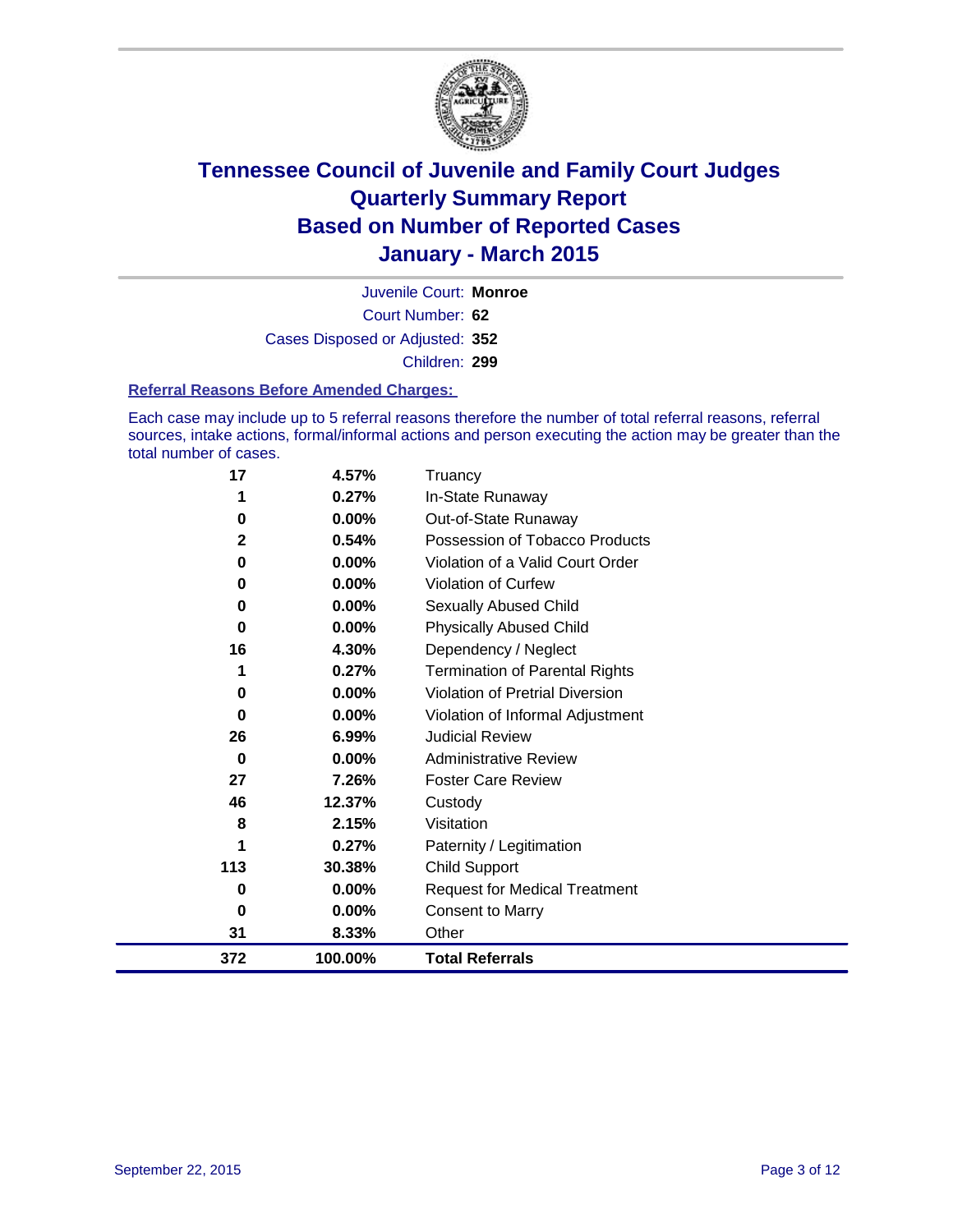# Tennessee Council of Juvenile and Family Court Judges
# Quarterly Summary Report
# Based on Number of Reported Cases
# January - March 2015

Juvenile Court: **Monroe**

Court Number: **62**

Cases Disposed or Adjusted: **352**

Children: **299**

### Referral Reasons Before Amended Charges:

Each case may include up to 5 referral reasons therefore the number of total referral reasons, referral sources, intake actions, formal/informal actions and person executing the action may be greater than the total number of cases.

| Count | Percent | Referral Reason |
|---|---|---|
| 17 | 4.57% | Truancy |
| 1 | 0.27% | In-State Runaway |
| 0 | 0.00% | Out-of-State Runaway |
| 2 | 0.54% | Possession of Tobacco Products |
| 0 | 0.00% | Violation of a Valid Court Order |
| 0 | 0.00% | Violation of Curfew |
| 0 | 0.00% | Sexually Abused Child |
| 0 | 0.00% | Physically Abused Child |
| 16 | 4.30% | Dependency / Neglect |
| 1 | 0.27% | Termination of Parental Rights |
| 0 | 0.00% | Violation of Pretrial Diversion |
| 0 | 0.00% | Violation of Informal Adjustment |
| 26 | 6.99% | Judicial Review |
| 0 | 0.00% | Administrative Review |
| 27 | 7.26% | Foster Care Review |
| 46 | 12.37% | Custody |
| 8 | 2.15% | Visitation |
| 1 | 0.27% | Paternity / Legitimation |
| 113 | 30.38% | Child Support |
| 0 | 0.00% | Request for Medical Treatment |
| 0 | 0.00% | Consent to Marry |
| 31 | 8.33% | Other |
| **372** | **100.00%** | **Total Referrals** |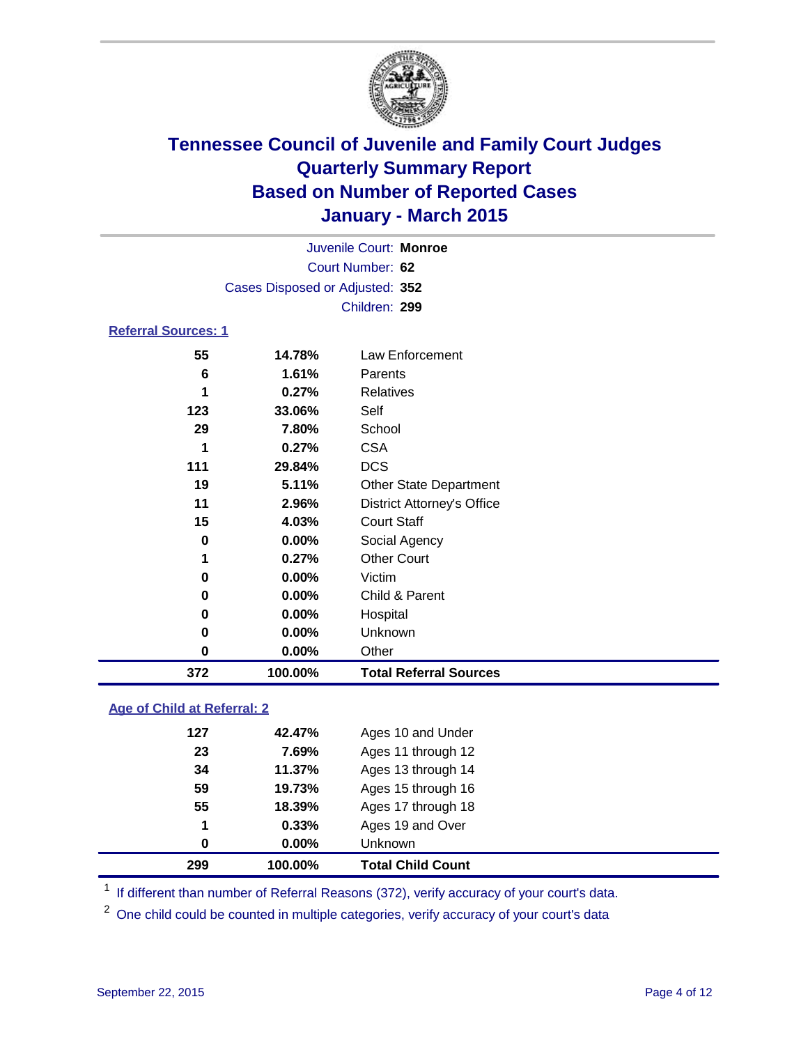# Tennessee Council of Juvenile and Family Court Judges
# Quarterly Summary Report
# Based on Number of Reported Cases
# January - March 2015

Juvenile Court: **Monroe**
Court Number: **62**
Cases Disposed or Adjusted: **352**
Children: **299**

## Referral Sources: 1

| Count | Percent | Source |
|---|---|---|
| 55 | 14.78% | Law Enforcement |
| 6 | 1.61% | Parents |
| 1 | 0.27% | Relatives |
| 123 | 33.06% | Self |
| 29 | 7.80% | School |
| 1 | 0.27% | CSA |
| 111 | 29.84% | DCS |
| 19 | 5.11% | Other State Department |
| 11 | 2.96% | District Attorney's Office |
| 15 | 4.03% | Court Staff |
| 0 | 0.00% | Social Agency |
| 1 | 0.27% | Other Court |
| 0 | 0.00% | Victim |
| 0 | 0.00% | Child & Parent |
| 0 | 0.00% | Hospital |
| 0 | 0.00% | Unknown |
| 0 | 0.00% | Other |
| **372** | **100.00%** | **Total Referral Sources** |

## Age of Child at Referral: 2

| Count | Percent | Age |
|---|---|---|
| 127 | 42.47% | Ages 10 and Under |
| 23 | 7.69% | Ages 11 through 12 |
| 34 | 11.37% | Ages 13 through 14 |
| 59 | 19.73% | Ages 15 through 16 |
| 55 | 18.39% | Ages 17 through 18 |
| 1 | 0.33% | Ages 19 and Over |
| 0 | 0.00% | Unknown |
| **299** | **100.00%** | **Total Child Count** |

[1] If different than number of Referral Reasons (372), verify accuracy of your court's data.

[2] One child could be counted in multiple categories, verify accuracy of your court's data

September 22, 2015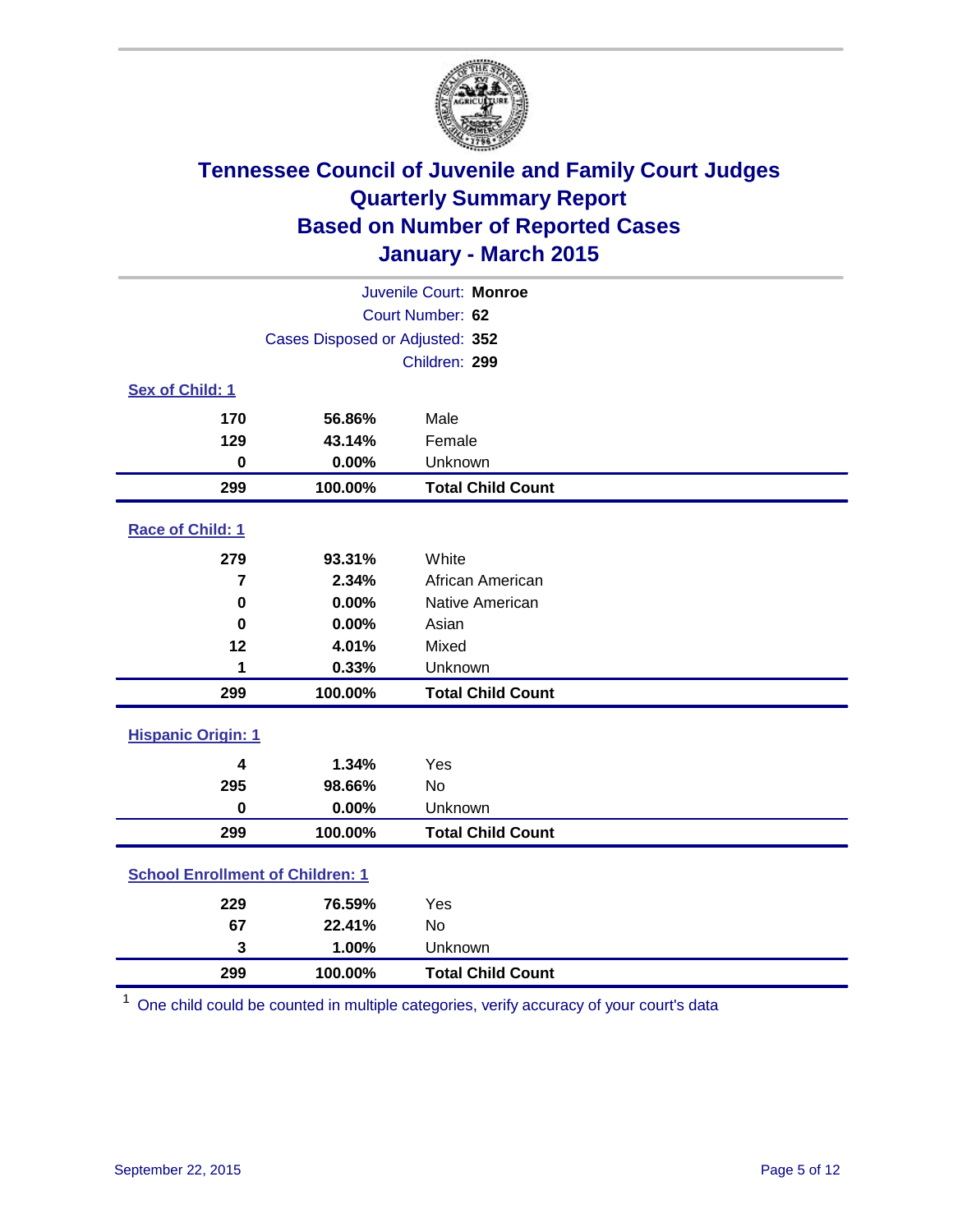# Tennessee Council of Juvenile and Family Court Judges
# Quarterly Summary Report
# Based on Number of Reported Cases
# January - March 2015

Juvenile Court: **Monroe**

Court Number: **62**

Cases Disposed or Adjusted: **352**

Children: **299**

### Sex of Child: 1

| Count | Percent | Category |
|---|---|---|
| 170 | 56.86% | Male |
| 129 | 43.14% | Female |
| 0 | 0.00% | Unknown |
| **299** | **100.00%** | **Total Child Count** |

### Race of Child: 1

| Count | Percent | Category |
|---|---|---|
| 279 | 93.31% | White |
| 7 | 2.34% | African American |
| 0 | 0.00% | Native American |
| 0 | 0.00% | Asian |
| 12 | 4.01% | Mixed |
| 1 | 0.33% | Unknown |
| **299** | **100.00%** | **Total Child Count** |

### Hispanic Origin: 1

| Count | Percent | Category |
|---|---|---|
| 4 | 1.34% | Yes |
| 295 | 98.66% | No |
| 0 | 0.00% | Unknown |
| **299** | **100.00%** | **Total Child Count** |

### School Enrollment of Children: 1

| Count | Percent | Category |
|---|---|---|
| 229 | 76.59% | Yes |
| 67 | 22.41% | No |
| 3 | 1.00% | Unknown |
| **299** | **100.00%** | **Total Child Count** |

[1] One child could be counted in multiple categories, verify accuracy of your court's data

September 22, 2015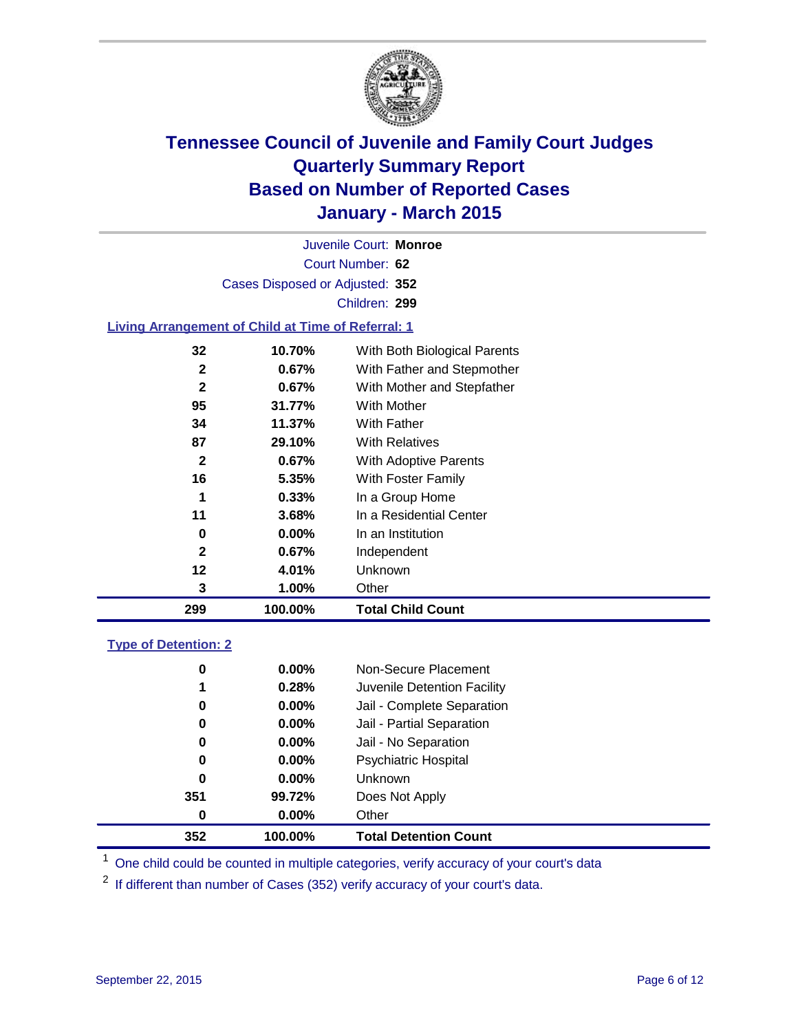# Tennessee Council of Juvenile and Family Court Judges
# Quarterly Summary Report
# Based on Number of Reported Cases
# January - March 2015

Juvenile Court: **Monroe**

Court Number: **62**

Cases Disposed or Adjusted: **352**

Children: **299**

## Living Arrangement of Child at Time of Referral: 1

| Count | Percent | Living Arrangement |
|---|---|---|
| 32 | 10.70% | With Both Biological Parents |
| 2 | 0.67% | With Father and Stepmother |
| 2 | 0.67% | With Mother and Stepfather |
| 95 | 31.77% | With Mother |
| 34 | 11.37% | With Father |
| 87 | 29.10% | With Relatives |
| 2 | 0.67% | With Adoptive Parents |
| 16 | 5.35% | With Foster Family |
| 1 | 0.33% | In a Group Home |
| 11 | 3.68% | In a Residential Center |
| 0 | 0.00% | In an Institution |
| 2 | 0.67% | Independent |
| 12 | 4.01% | Unknown |
| 3 | 1.00% | Other |
| **299** | **100.00%** | **Total Child Count** |

## Type of Detention: 2

| Count | Percent | Type of Detention |
|---|---|---|
| 0 | 0.00% | Non-Secure Placement |
| 1 | 0.28% | Juvenile Detention Facility |
| 0 | 0.00% | Jail - Complete Separation |
| 0 | 0.00% | Jail - Partial Separation |
| 0 | 0.00% | Jail - No Separation |
| 0 | 0.00% | Psychiatric Hospital |
| 0 | 0.00% | Unknown |
| 351 | 99.72% | Does Not Apply |
| 0 | 0.00% | Other |
| **352** | **100.00%** | **Total Detention Count** |

[1] One child could be counted in multiple categories, verify accuracy of your court's data

[2] If different than number of Cases (352) verify accuracy of your court's data.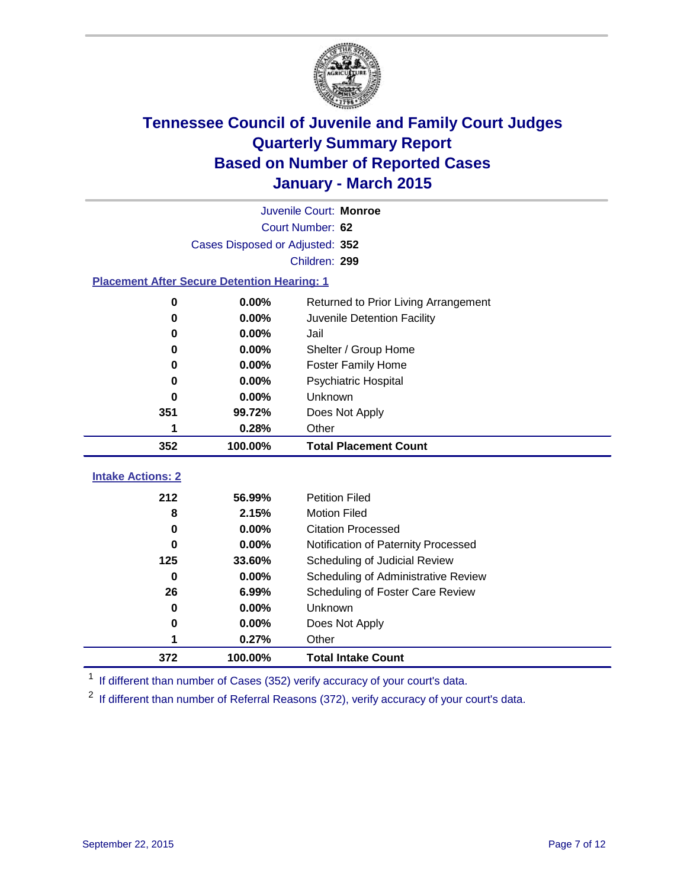# Tennessee Council of Juvenile and Family Court Judges
## Quarterly Summary Report
## Based on Number of Reported Cases
## January - March 2015

Juvenile Court: **Monroe**
Court Number: **62**
Cases Disposed or Adjusted: **352**
Children: **299**

### Placement After Secure Detention Hearing: 1

| Count | Percent | Placement |
|---|---|---|
| 0 | 0.00% | Returned to Prior Living Arrangement |
| 0 | 0.00% | Juvenile Detention Facility |
| 0 | 0.00% | Jail |
| 0 | 0.00% | Shelter / Group Home |
| 0 | 0.00% | Foster Family Home |
| 0 | 0.00% | Psychiatric Hospital |
| 0 | 0.00% | Unknown |
| 351 | 99.72% | Does Not Apply |
| 1 | 0.28% | Other |
| **352** | **100.00%** | **Total Placement Count** |

### Intake Actions: 2

| Count | Percent | Intake Action |
|---|---|---|
| 212 | 56.99% | Petition Filed |
| 8 | 2.15% | Motion Filed |
| 0 | 0.00% | Citation Processed |
| 0 | 0.00% | Notification of Paternity Processed |
| 125 | 33.60% | Scheduling of Judicial Review |
| 0 | 0.00% | Scheduling of Administrative Review |
| 26 | 6.99% | Scheduling of Foster Care Review |
| 0 | 0.00% | Unknown |
| 0 | 0.00% | Does Not Apply |
| 1 | 0.27% | Other |
| **372** | **100.00%** | **Total Intake Count** |

[1] If different than number of Cases (352) verify accuracy of your court's data.

[2] If different than number of Referral Reasons (372), verify accuracy of your court's data.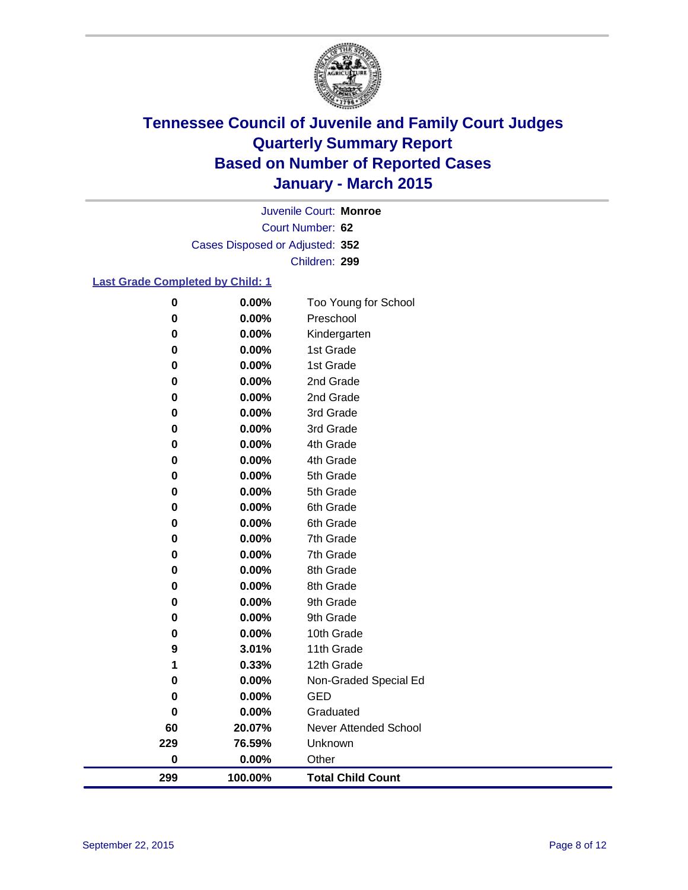# Tennessee Council of Juvenile and Family Court Judges
## Quarterly Summary Report
## Based on Number of Reported Cases
## January - March 2015

Juvenile Court: **Monroe**

Court Number: **62**

Cases Disposed or Adjusted: **352**

Children: **299**

**Last Grade Completed by Child: 1**

| Count | Percent | Grade |
|---|---|---|
| 0 | 0.00% | Too Young for School |
| 0 | 0.00% | Preschool |
| 0 | 0.00% | Kindergarten |
| 0 | 0.00% | 1st Grade |
| 0 | 0.00% | 1st Grade |
| 0 | 0.00% | 2nd Grade |
| 0 | 0.00% | 2nd Grade |
| 0 | 0.00% | 3rd Grade |
| 0 | 0.00% | 3rd Grade |
| 0 | 0.00% | 4th Grade |
| 0 | 0.00% | 4th Grade |
| 0 | 0.00% | 5th Grade |
| 0 | 0.00% | 5th Grade |
| 0 | 0.00% | 6th Grade |
| 0 | 0.00% | 6th Grade |
| 0 | 0.00% | 7th Grade |
| 0 | 0.00% | 7th Grade |
| 0 | 0.00% | 8th Grade |
| 0 | 0.00% | 8th Grade |
| 0 | 0.00% | 9th Grade |
| 0 | 0.00% | 9th Grade |
| 0 | 0.00% | 10th Grade |
| 9 | 3.01% | 11th Grade |
| 1 | 0.33% | 12th Grade |
| 0 | 0.00% | Non-Graded Special Ed |
| 0 | 0.00% | GED |
| 0 | 0.00% | Graduated |
| 60 | 20.07% | Never Attended School |
| 229 | 76.59% | Unknown |
| 0 | 0.00% | Other |
| **299** | **100.00%** | **Total Child Count** |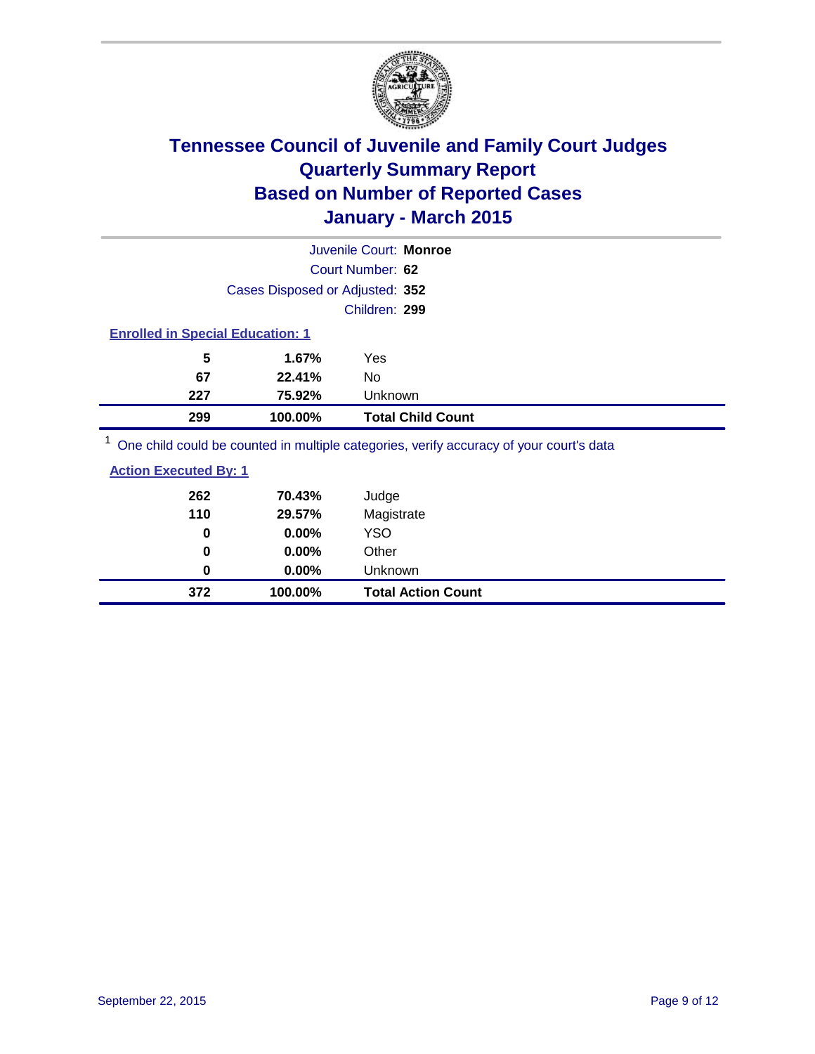# Tennessee Council of Juvenile and Family Court Judges
## Quarterly Summary Report
## Based on Number of Reported Cases
## January - March 2015

Juvenile Court: **Monroe**

Court Number: **62**

Cases Disposed or Adjusted: **352**

Children: **299**

**Enrolled in Special Education: 1**

| | | |
|---|---|---|
| 5 | 1.67% | Yes |
| 67 | 22.41% | No |
| 227 | 75.92% | Unknown |
| **299** | **100.00%** | **Total Child Count** |

[1] One child could be counted in multiple categories, verify accuracy of your court's data

**Action Executed By: 1**

| | | |
|---|---|---|
| 262 | 70.43% | Judge |
| 110 | 29.57% | Magistrate |
| 0 | 0.00% | YSO |
| 0 | 0.00% | Other |
| 0 | 0.00% | Unknown |
| **372** | **100.00%** | **Total Action Count** |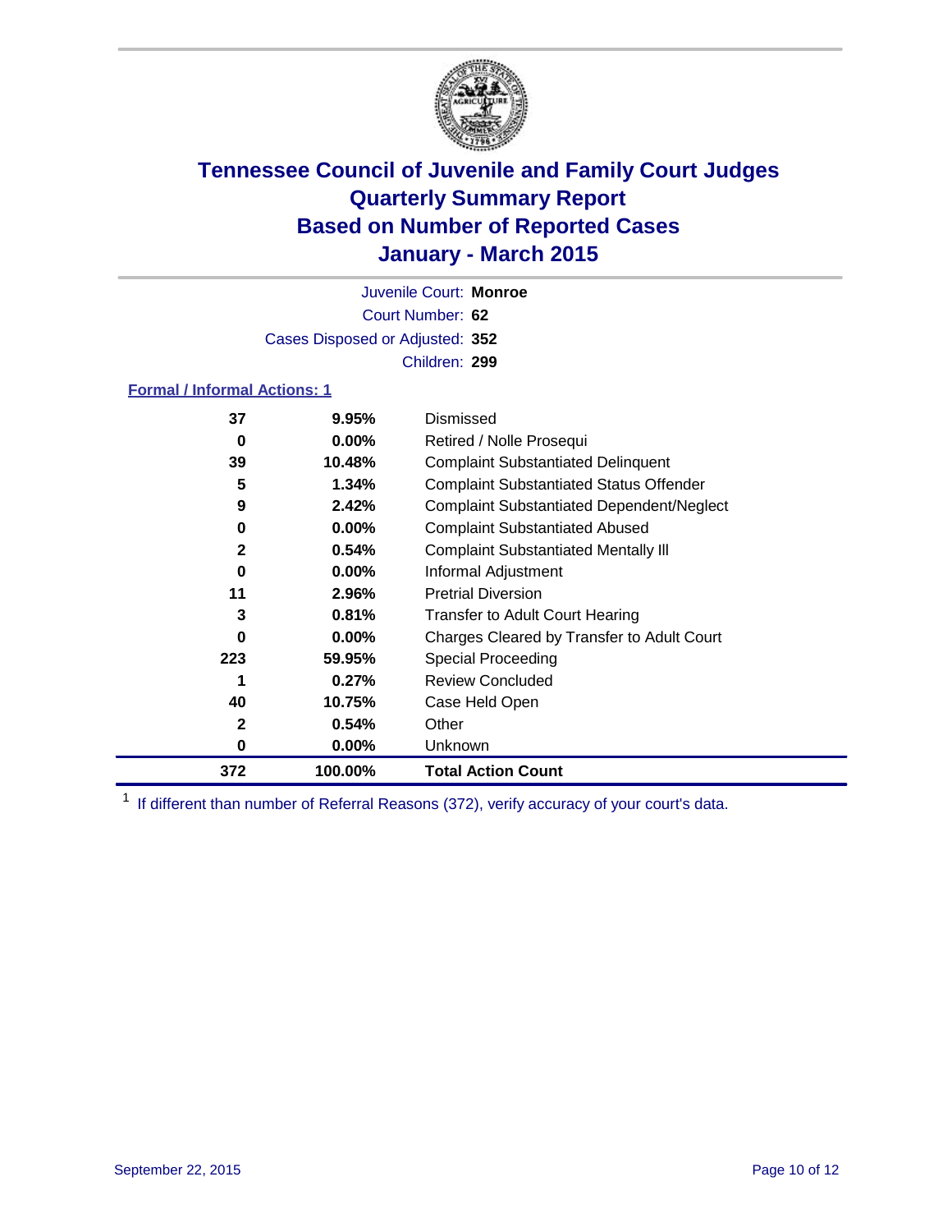# Tennessee Council of Juvenile and Family Court Judges
# Quarterly Summary Report
# Based on Number of Reported Cases
# January - March 2015

Juvenile Court: **Monroe**

Court Number: **62**

Cases Disposed or Adjusted: **352**

Children: **299**

**Formal / Informal Actions: 1**

| | | |
|---|---|---|
| **37** | **9.95%** | Dismissed |
| **0** | **0.00%** | Retired / Nolle Prosequi |
| **39** | **10.48%** | Complaint Substantiated Delinquent |
| **5** | **1.34%** | Complaint Substantiated Status Offender |
| **9** | **2.42%** | Complaint Substantiated Dependent/Neglect |
| **0** | **0.00%** | Complaint Substantiated Abused |
| **2** | **0.54%** | Complaint Substantiated Mentally Ill |
| **0** | **0.00%** | Informal Adjustment |
| **11** | **2.96%** | Pretrial Diversion |
| **3** | **0.81%** | Transfer to Adult Court Hearing |
| **0** | **0.00%** | Charges Cleared by Transfer to Adult Court |
| **223** | **59.95%** | Special Proceeding |
| **1** | **0.27%** | Review Concluded |
| **40** | **10.75%** | Case Held Open |
| **2** | **0.54%** | Other |
| **0** | **0.00%** | Unknown |
| **372** | **100.00%** | **Total Action Count** |

[1] If different than number of Referral Reasons (372), verify accuracy of your court's data.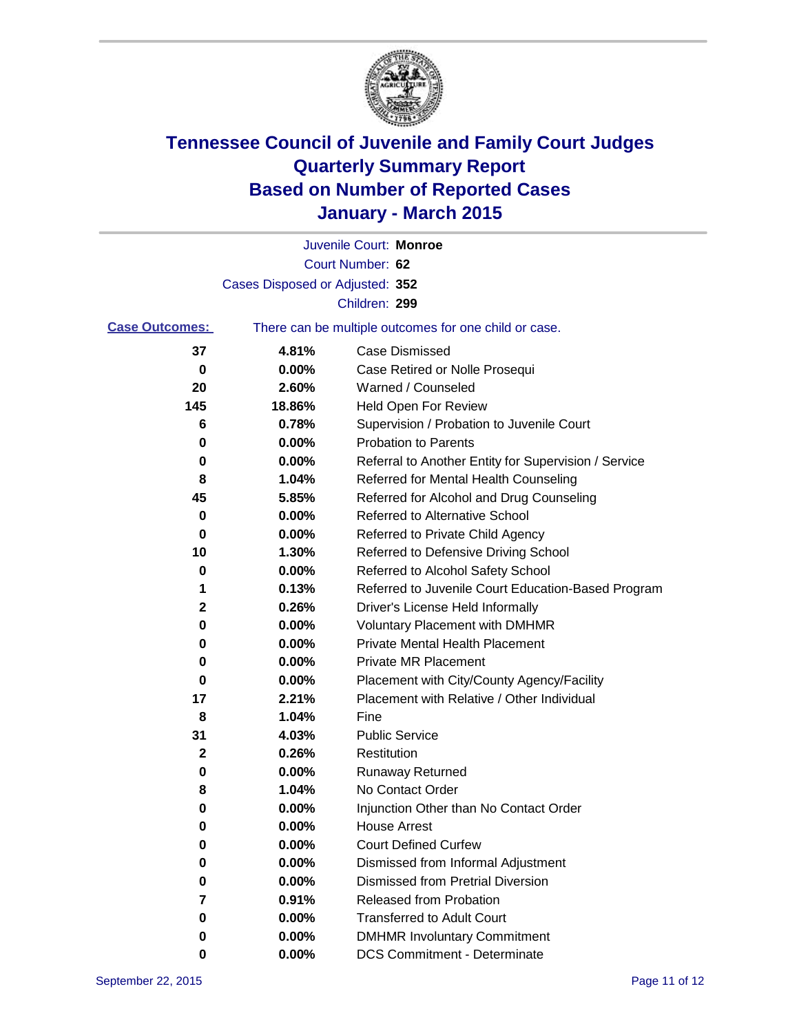# Tennessee Council of Juvenile and Family Court Judges
# Quarterly Summary Report
# Based on Number of Reported Cases
# January - March 2015

Juvenile Court: **Monroe**

Court Number: **62**

Cases Disposed or Adjusted: **352**

Children: **299**

**Case Outcomes:** There can be multiple outcomes for one child or case.

| Count | Percent | Outcome |
|---|---|---|
| **37** | **4.81%** | Case Dismissed |
| **0** | **0.00%** | Case Retired or Nolle Prosequi |
| **20** | **2.60%** | Warned / Counseled |
| **145** | **18.86%** | Held Open For Review |
| **6** | **0.78%** | Supervision / Probation to Juvenile Court |
| **0** | **0.00%** | Probation to Parents |
| **0** | **0.00%** | Referral to Another Entity for Supervision / Service |
| **8** | **1.04%** | Referred for Mental Health Counseling |
| **45** | **5.85%** | Referred for Alcohol and Drug Counseling |
| **0** | **0.00%** | Referred to Alternative School |
| **0** | **0.00%** | Referred to Private Child Agency |
| **10** | **1.30%** | Referred to Defensive Driving School |
| **0** | **0.00%** | Referred to Alcohol Safety School |
| **1** | **0.13%** | Referred to Juvenile Court Education-Based Program |
| **2** | **0.26%** | Driver's License Held Informally |
| **0** | **0.00%** | Voluntary Placement with DMHMR |
| **0** | **0.00%** | Private Mental Health Placement |
| **0** | **0.00%** | Private MR Placement |
| **0** | **0.00%** | Placement with City/County Agency/Facility |
| **17** | **2.21%** | Placement with Relative / Other Individual |
| **8** | **1.04%** | Fine |
| **31** | **4.03%** | Public Service |
| **2** | **0.26%** | Restitution |
| **0** | **0.00%** | Runaway Returned |
| **8** | **1.04%** | No Contact Order |
| **0** | **0.00%** | Injunction Other than No Contact Order |
| **0** | **0.00%** | House Arrest |
| **0** | **0.00%** | Court Defined Curfew |
| **0** | **0.00%** | Dismissed from Informal Adjustment |
| **0** | **0.00%** | Dismissed from Pretrial Diversion |
| **7** | **0.91%** | Released from Probation |
| **0** | **0.00%** | Transferred to Adult Court |
| **0** | **0.00%** | DMHMR Involuntary Commitment |
| **0** | **0.00%** | DCS Commitment - Determinate |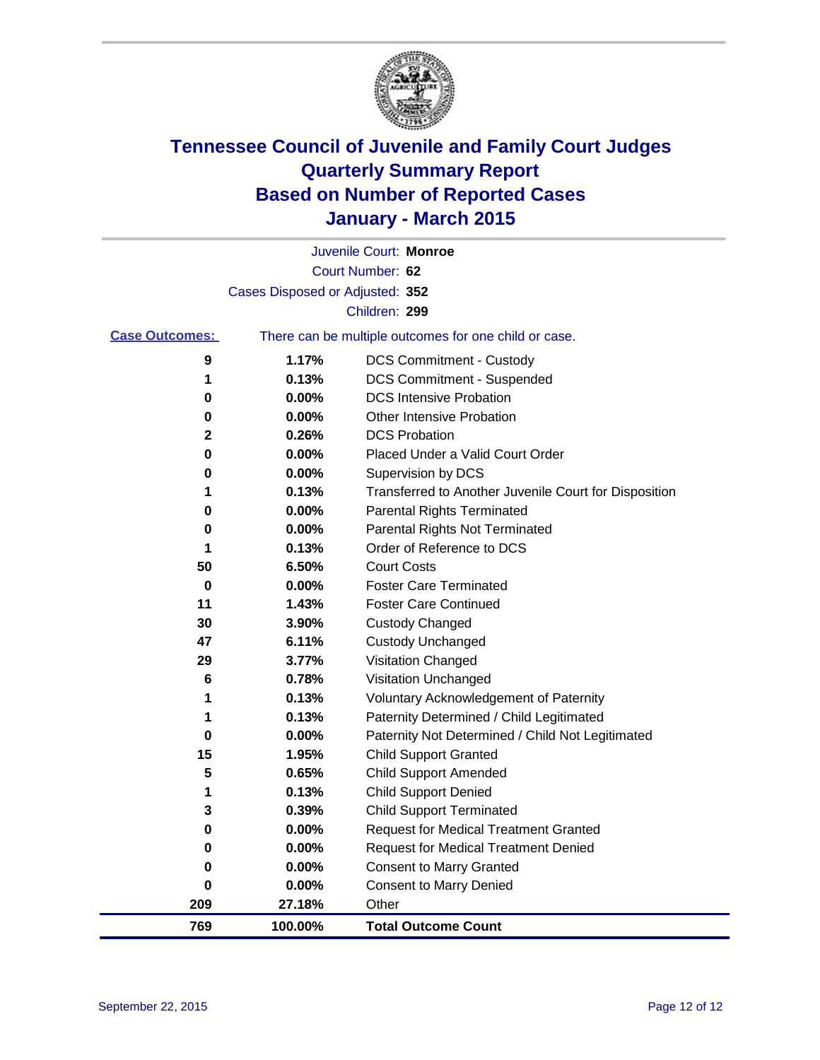# Tennessee Council of Juvenile and Family Court Judges
## Quarterly Summary Report
## Based on Number of Reported Cases
## January - March 2015

Juvenile Court: **Monroe**

Court Number: **62**

Cases Disposed or Adjusted: **352**

Children: **299**

**Case Outcomes:** There can be multiple outcomes for one child or case.

| | | |
|---|---|---|
| 9 | 1.17% | DCS Commitment - Custody |
| 1 | 0.13% | DCS Commitment - Suspended |
| 0 | 0.00% | DCS Intensive Probation |
| 0 | 0.00% | Other Intensive Probation |
| 2 | 0.26% | DCS Probation |
| 0 | 0.00% | Placed Under a Valid Court Order |
| 0 | 0.00% | Supervision by DCS |
| 1 | 0.13% | Transferred to Another Juvenile Court for Disposition |
| 0 | 0.00% | Parental Rights Terminated |
| 0 | 0.00% | Parental Rights Not Terminated |
| 1 | 0.13% | Order of Reference to DCS |
| 50 | 6.50% | Court Costs |
| 0 | 0.00% | Foster Care Terminated |
| 11 | 1.43% | Foster Care Continued |
| 30 | 3.90% | Custody Changed |
| 47 | 6.11% | Custody Unchanged |
| 29 | 3.77% | Visitation Changed |
| 6 | 0.78% | Visitation Unchanged |
| 1 | 0.13% | Voluntary Acknowledgement of Paternity |
| 1 | 0.13% | Paternity Determined / Child Legitimated |
| 0 | 0.00% | Paternity Not Determined / Child Not Legitimated |
| 15 | 1.95% | Child Support Granted |
| 5 | 0.65% | Child Support Amended |
| 1 | 0.13% | Child Support Denied |
| 3 | 0.39% | Child Support Terminated |
| 0 | 0.00% | Request for Medical Treatment Granted |
| 0 | 0.00% | Request for Medical Treatment Denied |
| 0 | 0.00% | Consent to Marry Granted |
| 0 | 0.00% | Consent to Marry Denied |
| 209 | 27.18% | Other |
| **769** | **100.00%** | **Total Outcome Count** |

September 22, 2015